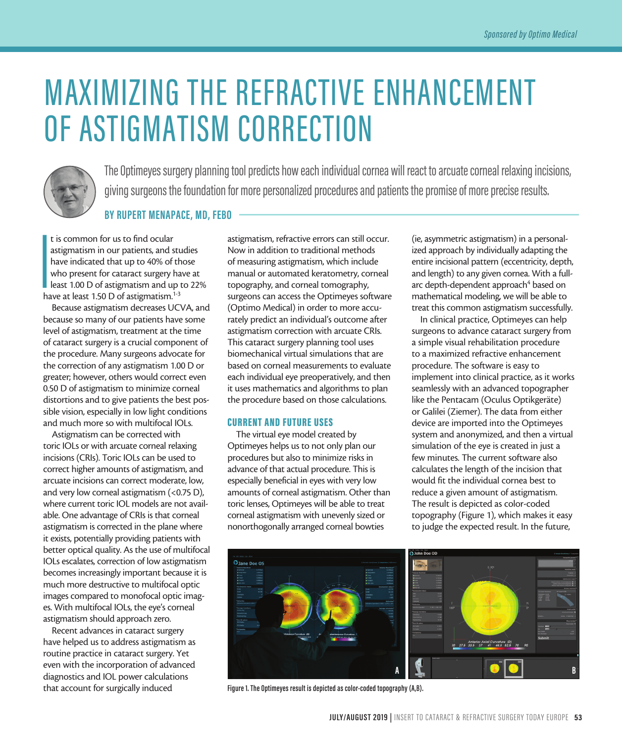# MAXIMIZING THE REFRACTIVE ENHANCEMENT OF ASTIGMATISM CORRECTION

The Optimeyes surgery planning tool predicts how each individual cornea will react to arcuate corneal relaxing incisions, giving surgeons the foundation for more personalized procedures and patients the promise of more precise results.

**BY RUPERT MENAPACE, MD, FEBO**

It is common for us to find ocular astigmatism in our patients, and studies have indicated that up to 40% of those who present for cataract surgery have at least 1.00 D of astigmatism and up to 22% have at least 1.50 D of astigmatism.[1-3]

Because astigmatism decreases UCVA, and because so many of our patients have some level of astigmatism, treatment at the time of cataract surgery is a crucial component of the procedure. Many surgeons advocate for the correction of any astigmatism 1.00 D or greater; however, others would correct even 0.50 D of astigmatism to minimize corneal distortions and to give patients the best possible vision, especially in low light conditions and much more so with multifocal IOLs.

Astigmatism can be corrected with toric IOLs or with arcuate corneal relaxing incisions (CRIs). Toric IOLs can be used to correct higher amounts of astigmatism, and arcuate incisions can correct moderate, low, and very low corneal astigmatism (<0.75 D), where current toric IOL models are not available. One advantage of CRIs is that corneal astigmatism is corrected in the plane where it exists, potentially providing patients with better optical quality. As the use of multifocal IOLs escalates, correction of low astigmatism becomes increasingly important because it is much more destructive to multifocal optic images compared to monofocal optic images. With multifocal IOLs, the eye's corneal astigmatism should approach zero.

Recent advances in cataract surgery have helped us to address astigmatism as routine practice in cataract surgery. Yet even with the incorporation of advanced diagnostics and IOL power calculations that account for surgically induced astigmatism, refractive errors can still occur. Now in addition to traditional methods of measuring astigmatism, which include manual or automated keratometry, corneal topography, and corneal tomography, surgeons can access the Optimeyes software (Optimo Medical) in order to more accurately predict an individual's outcome after astigmatism correction with arcuate CRIs. This cataract surgery planning tool uses biomechanical virtual simulations that are based on corneal measurements to evaluate each individual eye preoperatively, and then it uses mathematics and algorithms to plan the procedure based on those calculations.

## CURRENT AND FUTURE USES

The virtual eye model created by Optimeyes helps us to not only plan our procedures but also to minimize risks in advance of that actual procedure. This is especially beneficial in eyes with very low amounts of corneal astigmatism. Other than toric lenses, Optimeyes will be able to treat corneal astigmatism with unevenly sized or nonorthogonally arranged corneal bowties (ie, asymmetric astigmatism) in a personalized approach by individually adapting the entire incisional pattern (eccentricity, depth, and length) to any given cornea. With a full-arc depth-dependent approach[4] based on mathematical modeling, we will be able to treat this common astigmatism successfully.

In clinical practice, Optimeyes can help surgeons to advance cataract surgery from a simple visual rehabilitation procedure to a maximized refractive enhancement procedure. The software is easy to implement into clinical practice, as it works seamlessly with an advanced topographer like the Pentacam (Oculus Optikgeräte) or Galilei (Ziemer). The data from either device are imported into the Optimeyes system and anonymized, and then a virtual simulation of the eye is created in just a few minutes. The current software also calculates the length of the incision that would fit the individual cornea best to reduce a given amount of astigmatism. The result is depicted as color-coded topography (Figure 1), which makes it easy to judge the expected result. In the future,

Figure 1. The Optimeyes result is depicted as color-coded topography (A,B).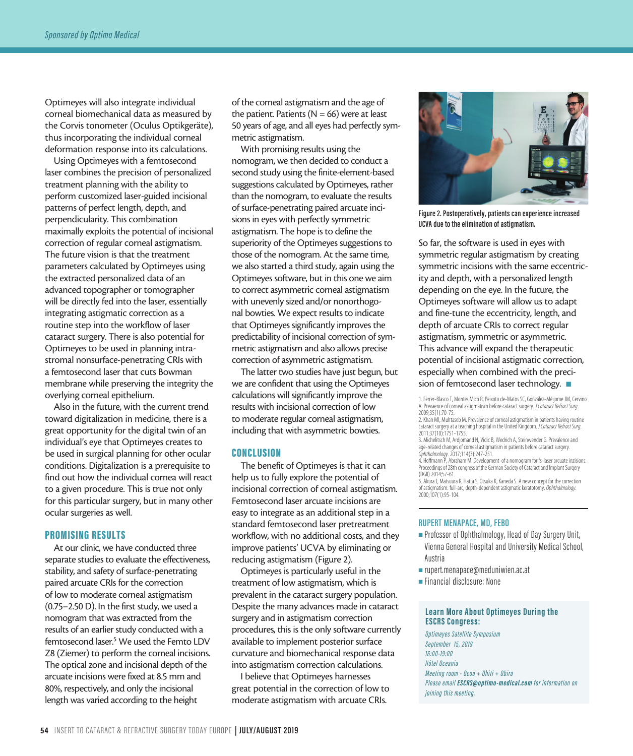Optimeyes will also integrate individual corneal biomechanical data as measured by the Corvis tonometer (Oculus Optikgeräte), thus incorporating the individual corneal deformation response into its calculations.

Using Optimeyes with a femtosecond laser combines the precision of personalized treatment planning with the ability to perform customized laser-guided incisional patterns of perfect length, depth, and perpendicularity. This combination maximally exploits the potential of incisional correction of regular corneal astigmatism. The future vision is that the treatment parameters calculated by Optimeyes using the extracted personalized data of an advanced topographer or tomographer will be directly fed into the laser, essentially integrating astigmatic correction as a routine step into the workflow of laser cataract surgery. There is also potential for Optimeyes to be used in planning intrastromal nonsurface-penetrating CRIs with a femtosecond laser that cuts Bowman membrane while preserving the integrity the overlying corneal epithelium.

Also in the future, with the current trend toward digitalization in medicine, there is a great opportunity for the digital twin of an individual's eye that Optimeyes creates to be used in surgical planning for other ocular conditions. Digitalization is a prerequisite to find out how the individual cornea will react to a given procedure. This is true not only for this particular surgery, but in many other ocular surgeries as well.

## PROMISING RESULTS

At our clinic, we have conducted three separate studies to evaluate the effectiveness, stability, and safety of surface-penetrating paired arcuate CRIs for the correction of low to moderate corneal astigmatism (0.75–2.50 D). In the first study, we used a nomogram that was extracted from the results of an earlier study conducted with a femtosecond laser.[5] We used the Femto LDV Z8 (Ziemer) to perform the corneal incisions. The optical zone and incisional depth of the arcuate incisions were fixed at 8.5 mm and 80%, respectively, and only the incisional length was varied according to the height of the corneal astigmatism and the age of the patient. Patients (N = 66) were at least 50 years of age, and all eyes had perfectly symmetric astigmatism.

With promising results using the nomogram, we then decided to conduct a second study using the finite-element-based suggestions calculated by Optimeyes, rather than the nomogram, to evaluate the results of surface-penetrating paired arcuate incisions in eyes with perfectly symmetric astigmatism. The hope is to define the superiority of the Optimeyes suggestions to those of the nomogram. At the same time, we also started a third study, again using the Optimeyes software, but in this one we aim to correct asymmetric corneal astigmatism with unevenly sized and/or nonorthogonal bowties. We expect results to indicate that Optimeyes significantly improves the predictability of incisional correction of symmetric astigmatism and also allows precise correction of asymmetric astigmatism.

The latter two studies have just begun, but we are confident that using the Optimeyes calculations will significantly improve the results with incisional correction of low to moderate regular corneal astigmatism, including that with asymmetric bowties.

## CONCLUSION

The benefit of Optimeyes is that it can help us to fully explore the potential of incisional correction of corneal astigmatism. Femtosecond laser arcuate incisions are easy to integrate as an additional step in a standard femtosecond laser pretreatment workflow, with no additional costs, and they improve patients' UCVA by eliminating or reducing astigmatism (Figure 2).

Optimeyes is particularly useful in the treatment of low astigmatism, which is prevalent in the cataract surgery population. Despite the many advances made in cataract surgery and in astigmatism correction procedures, this is the only software currently available to implement posterior surface curvature and biomechanical response data into astigmatism correction calculations.

I believe that Optimeyes harnesses great potential in the correction of low to moderate astigmatism with arcuate CRIs.

**Figure 2. Postoperatively, patients can experience increased UCVA due to the elimination of astigmatism.**

So far, the software is used in eyes with symmetric regular astigmatism by creating symmetric incisions with the same eccentricity and depth, with a personalized length depending on the eye. In the future, the Optimeyes software will allow us to adapt and fine-tune the eccentricity, length, and depth of arcuate CRIs to correct regular astigmatism, symmetric or asymmetric. This advance will expand the therapeutic potential of incisional astigmatic correction, especially when combined with the precision of femtosecond laser technology. ■

1. Ferrer-Blasco T, Montés Micó R, Peixoto de-Matos SC, González-Méijome JM, Cervino A. Prevaence of corneal astigmatism before cataract surgery. *J Cataract Refract Surg.* 2009;35(1):70-75.
2. Khan MI, Muhtaseb M. Prevalence of corneal astigmatism in patients having routine cataract surgery at a teaching hospital in the United Kingdom. *J Cataract Refract Surg.* 2011;37(10):1751-1755.
3. Michelitsch M, Ardjomand N, Vidic B, Wedrich A, Steinwender G. Prevalence and age-related changes of corneal astigmatism in patients before cataract surgery. *Ophthalmology.* 2017;114(3):247-251.
4. Hoffmann P, Abraham M. Development of a nomogram for fs-laser arcuate inzisions. Proceedings of 28th congress of the German Society of Cataract and Implant Surgery (DGII) 2014;57-61.
5. Akura J, Matsuura K, Hatta S, Otsuka K, Kaneda S. A new concept for the correction of astigmatism: full-arc, depth-dependent astigmatic keratotomy. *Ophthalmology.* 2000;107(1):95-104.

### RUPERT MENAPACE, MD, FEBO

- Professor of Ophthalmology, Head of Day Surgery Unit, Vienna General Hospital and University Medical School, Austria
- rupert.menapace@meduniwien.ac.at
- Financial disclosure: None

### Learn More About Optimeyes During the ESCRS Congress:

*Optimeyes Satellite Symposium*
*September 15, 2019*
*16:00-19:00*
*Hôtel Oceania*
*Meeting room - Ocoa + Ohiti + Obira*
*Please email **ESCRS@optimo-medical.com** for information on joining this meeting.*